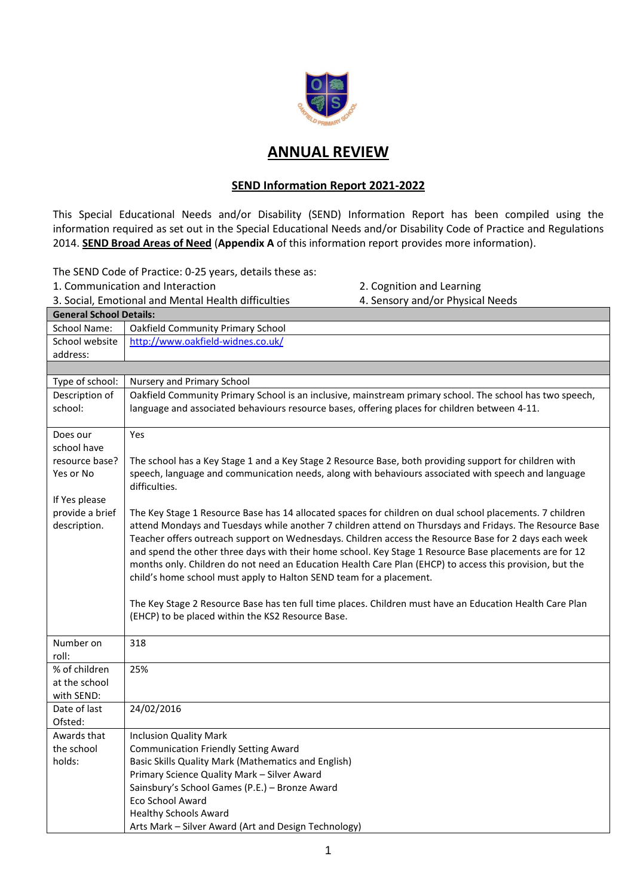# ANNUAL REVIEW

## SEND Information Report 2021-2022

This Special Educational Needs and/or Disability (SEND) Information Report has been compiled using the information required as set out in the Special Educational Needs and/or Disability Code of Practice and Regulations 2014. **SEND Broad Areas of Need** (**Appendix A** of this information report provides more information).

The SEND Code of Practice: 0-25 years, details these as:

1. Communication and Interaction
2. Cognition and Learning
3. Social, Emotional and Mental Health difficulties
4. Sensory and/or Physical Needs

| **General School Details:** | |
|---|---|
| School Name: | Oakfield Community Primary School |
| School website address: | http://www.oakfield-widnes.co.uk/ |
| | |
| Type of school: | Nursery and Primary School |
| Description of school: | Oakfield Community Primary School is an inclusive, mainstream primary school. The school has two speech, language and associated behaviours resource bases, offering places for children between 4-11. |
| Does our school have resource base? Yes or No<br><br>If Yes please provide a brief description. | Yes<br><br>The school has a Key Stage 1 and a Key Stage 2 Resource Base, both providing support for children with speech, language and communication needs, along with behaviours associated with speech and language difficulties.<br><br>The Key Stage 1 Resource Base has 14 allocated spaces for children on dual school placements. 7 children attend Mondays and Tuesdays while another 7 children attend on Thursdays and Fridays. The Resource Base Teacher offers outreach support on Wednesdays. Children access the Resource Base for 2 days each week and spend the other three days with their home school. Key Stage 1 Resource Base placements are for 12 months only. Children do not need an Education Health Care Plan (EHCP) to access this provision, but the child's home school must apply to Halton SEND team for a placement.<br><br>The Key Stage 2 Resource Base has ten full time places. Children must have an Education Health Care Plan (EHCP) to be placed within the KS2 Resource Base. |
| Number on roll: | 318 |
| % of children at the school with SEND: | 25% |
| Date of last Ofsted: | 24/02/2016 |
| Awards that the school holds: | Inclusion Quality Mark<br>Communication Friendly Setting Award<br>Basic Skills Quality Mark (Mathematics and English)<br>Primary Science Quality Mark – Silver Award<br>Sainsbury's School Games (P.E.) – Bronze Award<br>Eco School Award<br>Healthy Schools Award<br>Arts Mark – Silver Award (Art and Design Technology) |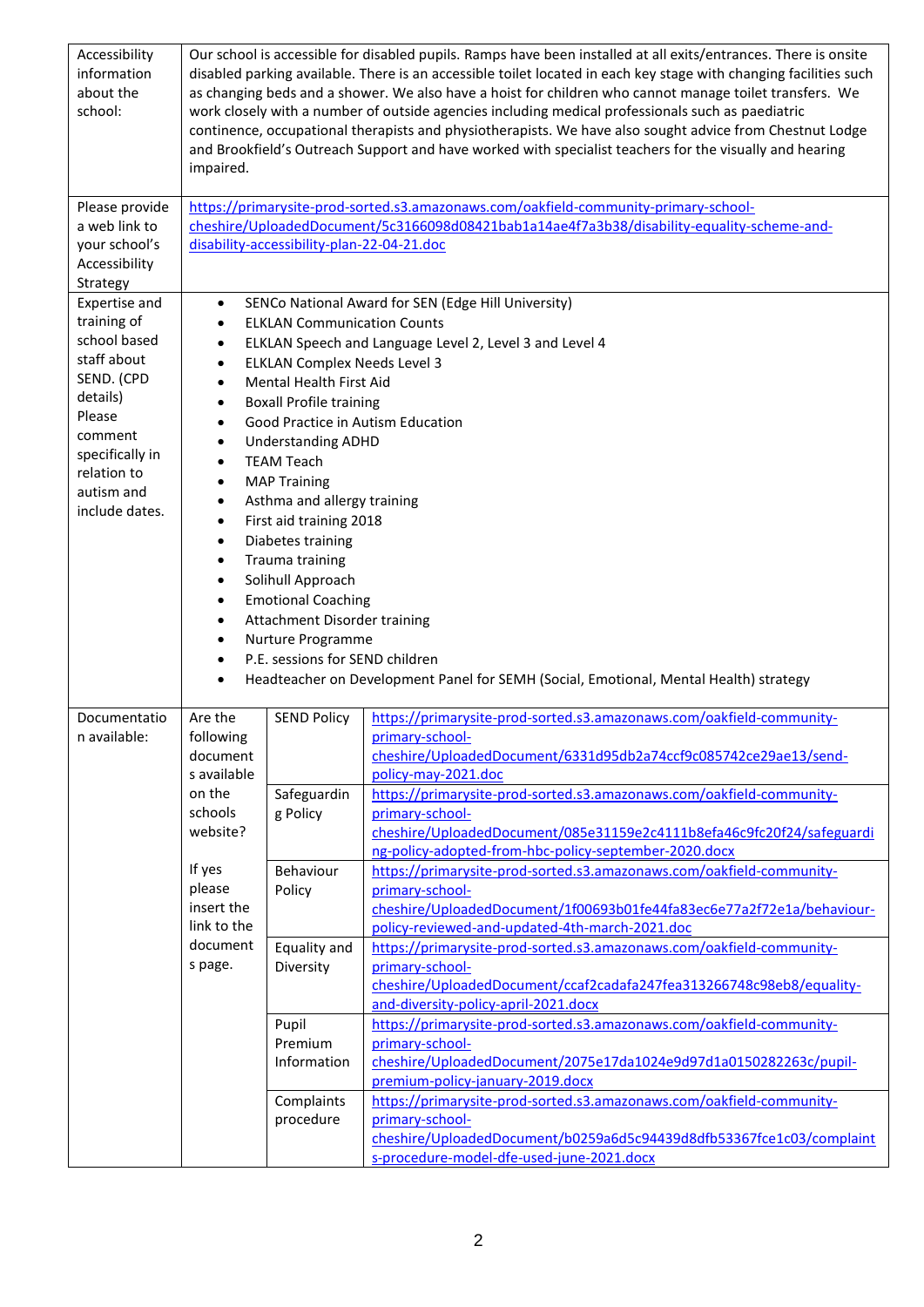| | | | |
|---|---|---|---|
| Accessibility information about the school: | Our school is accessible for disabled pupils. Ramps have been installed at all exits/entrances. There is onsite disabled parking available. There is an accessible toilet located in each key stage with changing facilities such as changing beds and a shower. We also have a hoist for children who cannot manage toilet transfers. We work closely with a number of outside agencies including medical professionals such as paediatric continence, occupational therapists and physiotherapists. We have also sought advice from Chestnut Lodge and Brookfield's Outreach Support and have worked with specialist teachers for the visually and hearing impaired. | | |
| Please provide a web link to your school's Accessibility Strategy | https://primarysite-prod-sorted.s3.amazonaws.com/oakfield-community-primary-school-cheshire/UploadedDocument/5c3166098d08421bab1a14ae4f7a3b38/disability-equality-scheme-and-disability-accessibility-plan-22-04-21.doc | | |
| Expertise and training of school based staff about SEND. (CPD details) Please comment specifically in relation to autism and include dates. | • SENCo National Award for SEN (Edge Hill University)<br>• ELKLAN Communication Counts<br>• ELKLAN Speech and Language Level 2, Level 3 and Level 4<br>• ELKLAN Complex Needs Level 3<br>• Mental Health First Aid<br>• Boxall Profile training<br>• Good Practice in Autism Education<br>• Understanding ADHD<br>• TEAM Teach<br>• MAP Training<br>• Asthma and allergy training<br>• First aid training 2018<br>• Diabetes training<br>• Trauma training<br>• Solihull Approach<br>• Emotional Coaching<br>• Attachment Disorder training<br>• Nurture Programme<br>• P.E. sessions for SEND children<br>• Headteacher on Development Panel for SEMH (Social, Emotional, Mental Health) strategy | | |
| Documentation available: | Are the following documents available on the schools website?<br><br>If yes please insert the link to the documents page. | SEND Policy | https://primarysite-prod-sorted.s3.amazonaws.com/oakfield-community-primary-school-cheshire/UploadedDocument/6331d95db2a74ccf9c085742ce29ae13/send-policy-may-2021.doc |
| | | Safeguarding Policy | https://primarysite-prod-sorted.s3.amazonaws.com/oakfield-community-primary-school-cheshire/UploadedDocument/085e31159e2c4111b8efa46c9fc20f24/safeguarding-policy-adopted-from-hbc-policy-september-2020.docx |
| | | Behaviour Policy | https://primarysite-prod-sorted.s3.amazonaws.com/oakfield-community-primary-school-cheshire/UploadedDocument/1f00693b01fe44fa83ec6e77a2f72e1a/behaviour-policy-reviewed-and-updated-4th-march-2021.doc |
| | | Equality and Diversity | https://primarysite-prod-sorted.s3.amazonaws.com/oakfield-community-primary-school-cheshire/UploadedDocument/ccaf2cadafa247fea313266748c98eb8/equality-and-diversity-policy-april-2021.docx |
| | | Pupil Premium Information | https://primarysite-prod-sorted.s3.amazonaws.com/oakfield-community-primary-school-cheshire/UploadedDocument/2075e17da1024e9d97d1a0150282263c/pupil-premium-policy-january-2019.docx |
| | | Complaints procedure | https://primarysite-prod-sorted.s3.amazonaws.com/oakfield-community-primary-school-cheshire/UploadedDocument/b0259a6d5c94439d8dfb53367fce1c03/complaints-procedure-model-dfe-used-june-2021.docx |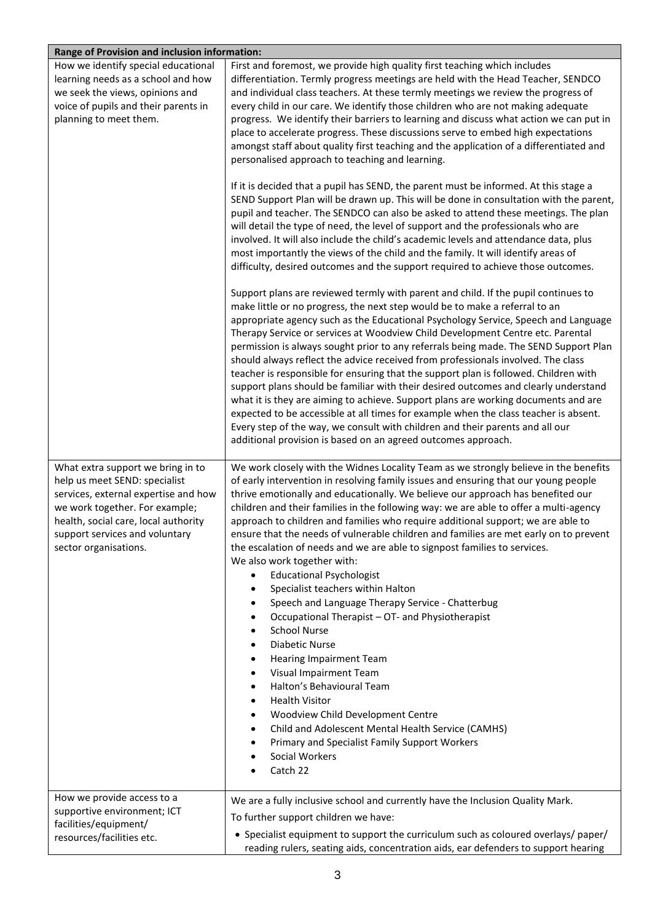| Range of Provision and inclusion information: | |
|---|---|
| How we identify special educational learning needs as a school and how we seek the views, opinions and voice of pupils and their parents in planning to meet them. | First and foremost, we provide high quality first teaching which includes differentiation. Termly progress meetings are held with the Head Teacher, SENDCO and individual class teachers. At these termly meetings we review the progress of every child in our care. We identify those children who are not making adequate progress. We identify their barriers to learning and discuss what action we can put in place to accelerate progress. These discussions serve to embed high expectations amongst staff about quality first teaching and the application of a differentiated and personalised approach to teaching and learning.<br><br>If it is decided that a pupil has SEND, the parent must be informed. At this stage a SEND Support Plan will be drawn up. This will be done in consultation with the parent, pupil and teacher. The SENDCO can also be asked to attend these meetings. The plan will detail the type of need, the level of support and the professionals who are involved. It will also include the child's academic levels and attendance data, plus most importantly the views of the child and the family. It will identify areas of difficulty, desired outcomes and the support required to achieve those outcomes.<br><br>Support plans are reviewed termly with parent and child. If the pupil continues to make little or no progress, the next step would be to make a referral to an appropriate agency such as the Educational Psychology Service, Speech and Language Therapy Service or services at Woodview Child Development Centre etc. Parental permission is always sought prior to any referrals being made. The SEND Support Plan should always reflect the advice received from professionals involved. The class teacher is responsible for ensuring that the support plan is followed. Children with support plans should be familiar with their desired outcomes and clearly understand what it is they are aiming to achieve. Support plans are working documents and are expected to be accessible at all times for example when the class teacher is absent. Every step of the way, we consult with children and their parents and all our additional provision is based on an agreed outcomes approach. |
| What extra support we bring in to help us meet SEND: specialist services, external expertise and how we work together. For example; health, social care, local authority support services and voluntary sector organisations. | We work closely with the Widnes Locality Team as we strongly believe in the benefits of early intervention in resolving family issues and ensuring that our young people thrive emotionally and educationally. We believe our approach has benefited our children and their families in the following way: we are able to offer a multi-agency approach to children and families who require additional support; we are able to ensure that the needs of vulnerable children and families are met early on to prevent the escalation of needs and we are able to signpost families to services.<br>We also work together with:<br>• Educational Psychologist<br>• Specialist teachers within Halton<br>• Speech and Language Therapy Service - Chatterbug<br>• Occupational Therapist – OT- and Physiotherapist<br>• School Nurse<br>• Diabetic Nurse<br>• Hearing Impairment Team<br>• Visual Impairment Team<br>• Halton's Behavioural Team<br>• Health Visitor<br>• Woodview Child Development Centre<br>• Child and Adolescent Mental Health Service (CAMHS)<br>• Primary and Specialist Family Support Workers<br>• Social Workers<br>• Catch 22 |
| How we provide access to a supportive environment; ICT facilities/equipment/ resources/facilities etc. | We are a fully inclusive school and currently have the Inclusion Quality Mark.<br>To further support children we have:<br>• Specialist equipment to support the curriculum such as coloured overlays/ paper/ reading rulers, seating aids, concentration aids, ear defenders to support hearing |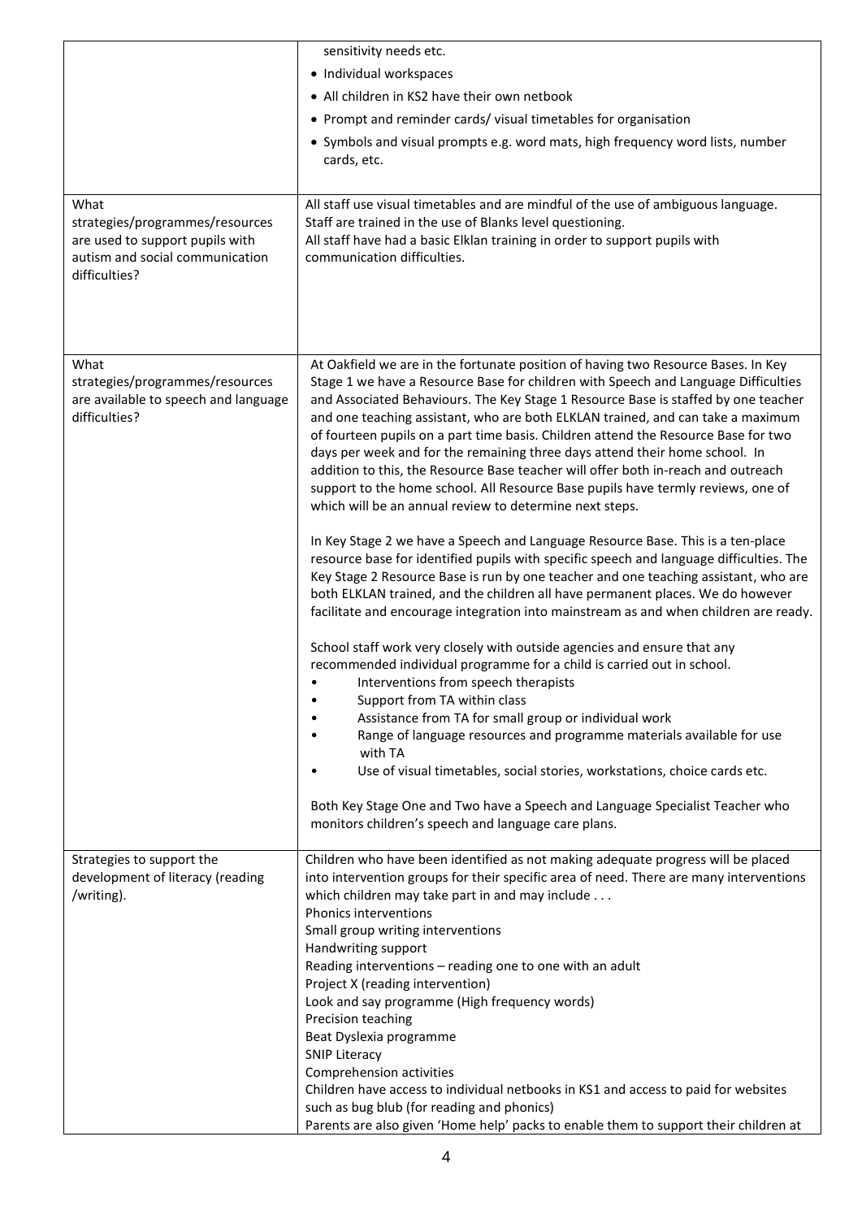| | |
|---|---|
| | sensitivity needs etc.<br>• Individual workspaces<br>• All children in KS2 have their own netbook<br>• Prompt and reminder cards/ visual timetables for organisation<br>• Symbols and visual prompts e.g. word mats, high frequency word lists, number cards, etc. |
| What strategies/programmes/resources are used to support pupils with autism and social communication difficulties? | All staff use visual timetables and are mindful of the use of ambiguous language.<br>Staff are trained in the use of Blanks level questioning.<br>All staff have had a basic Elklan training in order to support pupils with communication difficulties. |
| What strategies/programmes/resources are available to speech and language difficulties? | At Oakfield we are in the fortunate position of having two Resource Bases. In Key Stage 1 we have a Resource Base for children with Speech and Language Difficulties and Associated Behaviours. The Key Stage 1 Resource Base is staffed by one teacher and one teaching assistant, who are both ELKLAN trained, and can take a maximum of fourteen pupils on a part time basis. Children attend the Resource Base for two days per week and for the remaining three days attend their home school. In addition to this, the Resource Base teacher will offer both in-reach and outreach support to the home school. All Resource Base pupils have termly reviews, one of which will be an annual review to determine next steps.<br><br>In Key Stage 2 we have a Speech and Language Resource Base. This is a ten-place resource base for identified pupils with specific speech and language difficulties. The Key Stage 2 Resource Base is run by one teacher and one teaching assistant, who are both ELKLAN trained, and the children all have permanent places. We do however facilitate and encourage integration into mainstream as and when children are ready.<br><br>School staff work very closely with outside agencies and ensure that any recommended individual programme for a child is carried out in school.<br>• Interventions from speech therapists<br>• Support from TA within class<br>• Assistance from TA for small group or individual work<br>• Range of language resources and programme materials available for use with TA<br>• Use of visual timetables, social stories, workstations, choice cards etc.<br><br>Both Key Stage One and Two have a Speech and Language Specialist Teacher who monitors children's speech and language care plans. |
| Strategies to support the development of literacy (reading /writing). | Children who have been identified as not making adequate progress will be placed into intervention groups for their specific area of need. There are many interventions which children may take part in and may include . . .<br>Phonics interventions<br>Small group writing interventions<br>Handwriting support<br>Reading interventions – reading one to one with an adult<br>Project X (reading intervention)<br>Look and say programme (High frequency words)<br>Precision teaching<br>Beat Dyslexia programme<br>SNIP Literacy<br>Comprehension activities<br>Children have access to individual netbooks in KS1 and access to paid for websites such as bug blub (for reading and phonics)<br>Parents are also given 'Home help' packs to enable them to support their children at |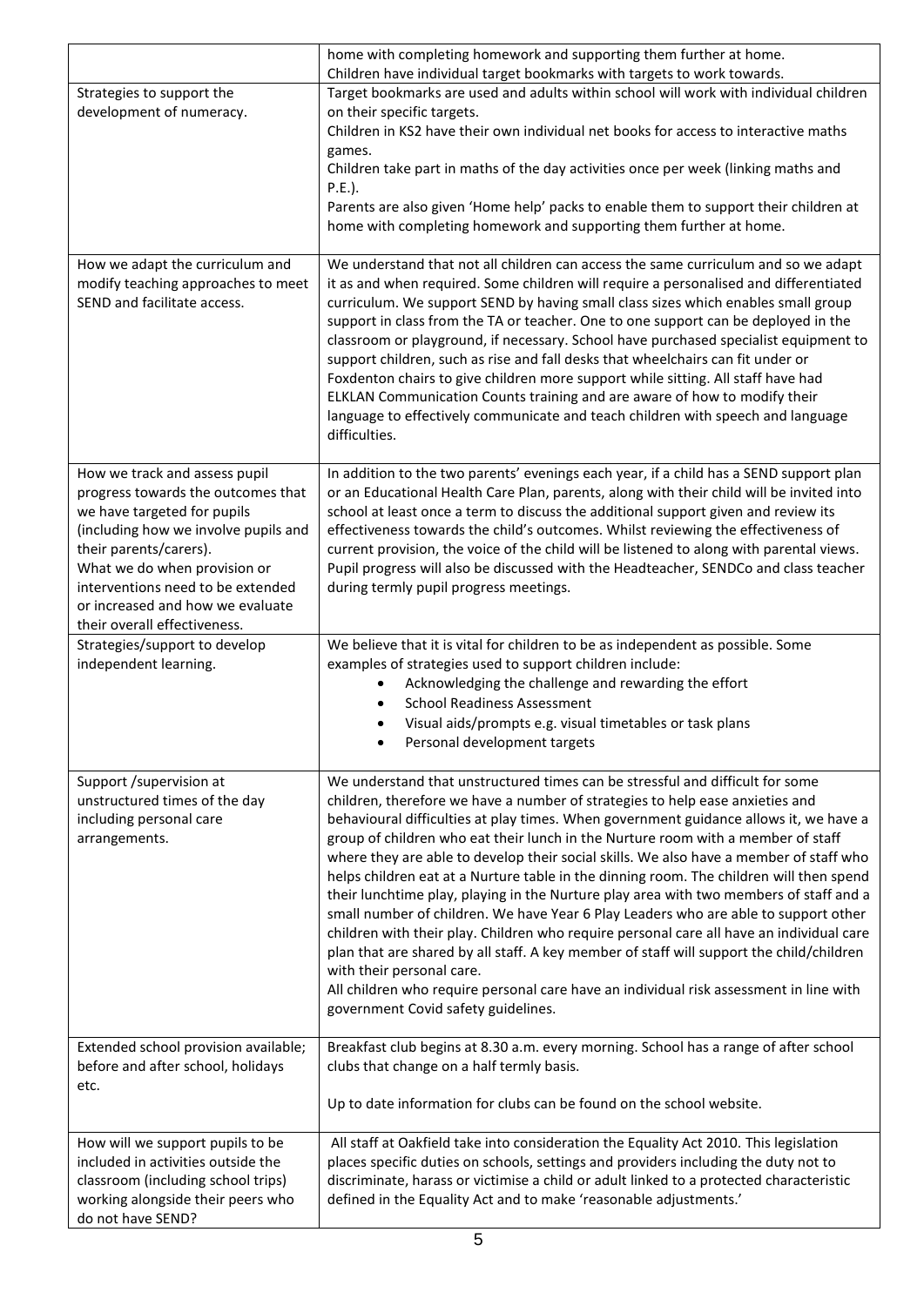| | |
|---|---|
| | home with completing homework and supporting them further at home.<br>Children have individual target bookmarks with targets to work towards. |
| Strategies to support the development of numeracy. | Target bookmarks are used and adults within school will work with individual children on their specific targets.<br>Children in KS2 have their own individual net books for access to interactive maths games.<br>Children take part in maths of the day activities once per week (linking maths and P.E.).<br>Parents are also given 'Home help' packs to enable them to support their children at home with completing homework and supporting them further at home. |
| How we adapt the curriculum and modify teaching approaches to meet SEND and facilitate access. | We understand that not all children can access the same curriculum and so we adapt it as and when required. Some children will require a personalised and differentiated curriculum. We support SEND by having small class sizes which enables small group support in class from the TA or teacher. One to one support can be deployed in the classroom or playground, if necessary. School have purchased specialist equipment to support children, such as rise and fall desks that wheelchairs can fit under or Foxdenton chairs to give children more support while sitting. All staff have had ELKLAN Communication Counts training and are aware of how to modify their language to effectively communicate and teach children with speech and language difficulties. |
| How we track and assess pupil progress towards the outcomes that we have targeted for pupils (including how we involve pupils and their parents/carers).<br>What we do when provision or interventions need to be extended or increased and how we evaluate their overall effectiveness. | In addition to the two parents' evenings each year, if a child has a SEND support plan or an Educational Health Care Plan, parents, along with their child will be invited into school at least once a term to discuss the additional support given and review its effectiveness towards the child's outcomes. Whilst reviewing the effectiveness of current provision, the voice of the child will be listened to along with parental views. Pupil progress will also be discussed with the Headteacher, SENDCo and class teacher during termly pupil progress meetings. |
| Strategies/support to develop independent learning. | We believe that it is vital for children to be as independent as possible. Some examples of strategies used to support children include:<br>• Acknowledging the challenge and rewarding the effort<br>• School Readiness Assessment<br>• Visual aids/prompts e.g. visual timetables or task plans<br>• Personal development targets |
| Support /supervision at unstructured times of the day including personal care arrangements. | We understand that unstructured times can be stressful and difficult for some children, therefore we have a number of strategies to help ease anxieties and behavioural difficulties at play times. When government guidance allows it, we have a group of children who eat their lunch in the Nurture room with a member of staff where they are able to develop their social skills. We also have a member of staff who helps children eat at a Nurture table in the dinning room. The children will then spend their lunchtime play, playing in the Nurture play area with two members of staff and a small number of children. We have Year 6 Play Leaders who are able to support other children with their play. Children who require personal care all have an individual care plan that are shared by all staff. A key member of staff will support the child/children with their personal care.<br>All children who require personal care have an individual risk assessment in line with government Covid safety guidelines. |
| Extended school provision available; before and after school, holidays etc. | Breakfast club begins at 8.30 a.m. every morning. School has a range of after school clubs that change on a half termly basis.<br><br>Up to date information for clubs can be found on the school website. |
| How will we support pupils to be included in activities outside the classroom (including school trips) working alongside their peers who do not have SEND? | All staff at Oakfield take into consideration the Equality Act 2010. This legislation places specific duties on schools, settings and providers including the duty not to discriminate, harass or victimise a child or adult linked to a protected characteristic defined in the Equality Act and to make 'reasonable adjustments.' |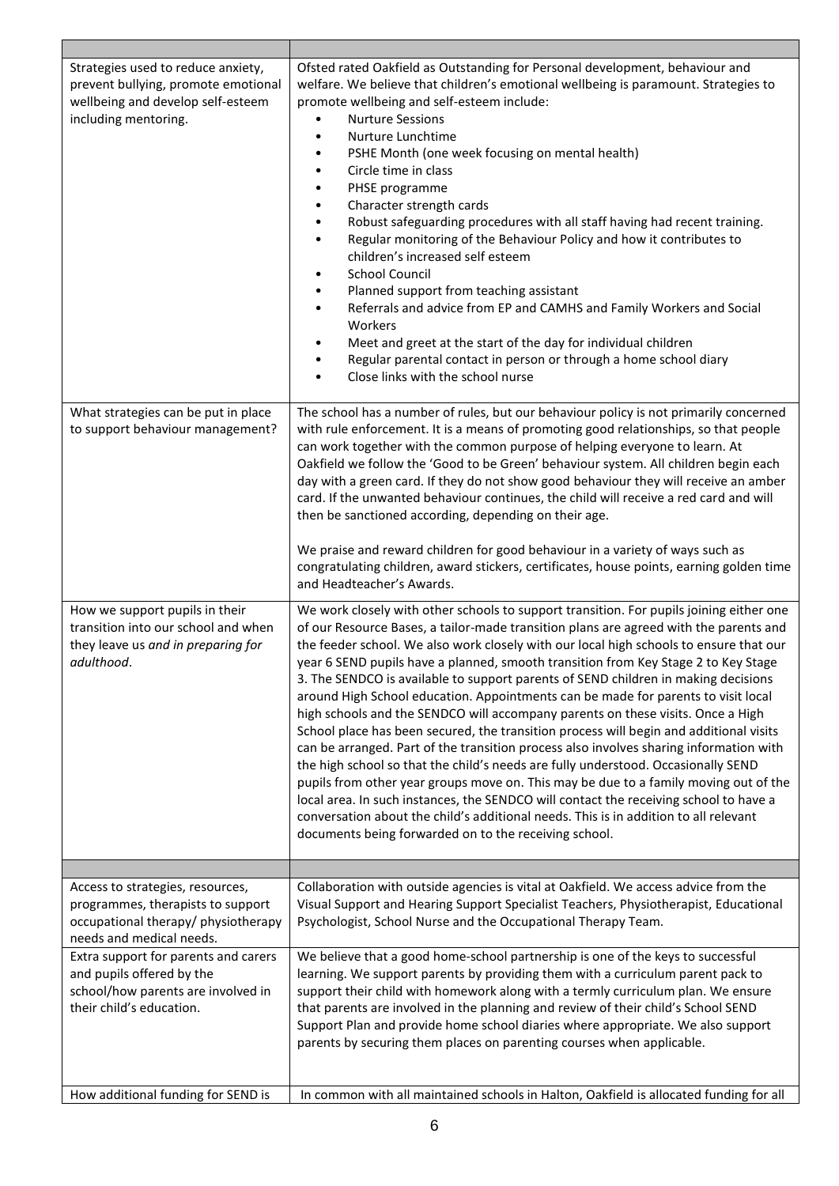| | |
|---|---|
| Strategies used to reduce anxiety, prevent bullying, promote emotional wellbeing and develop self-esteem including mentoring. | Ofsted rated Oakfield as Outstanding for Personal development, behaviour and welfare. We believe that children's emotional wellbeing is paramount. Strategies to promote wellbeing and self-esteem include: <br>• Nurture Sessions <br>• Nurture Lunchtime <br>• PSHE Month (one week focusing on mental health) <br>• Circle time in class <br>• PHSE programme <br>• Character strength cards <br>• Robust safeguarding procedures with all staff having had recent training. <br>• Regular monitoring of the Behaviour Policy and how it contributes to children's increased self esteem <br>• School Council <br>• Planned support from teaching assistant <br>• Referrals and advice from EP and CAMHS and Family Workers and Social Workers <br>• Meet and greet at the start of the day for individual children <br>• Regular parental contact in person or through a home school diary <br>• Close links with the school nurse |
| What strategies can be put in place to support behaviour management? | The school has a number of rules, but our behaviour policy is not primarily concerned with rule enforcement. It is a means of promoting good relationships, so that people can work together with the common purpose of helping everyone to learn. At Oakfield we follow the 'Good to be Green' behaviour system. All children begin each day with a green card. If they do not show good behaviour they will receive an amber card. If the unwanted behaviour continues, the child will receive a red card and will then be sanctioned according, depending on their age. <br><br>We praise and reward children for good behaviour in a variety of ways such as congratulating children, award stickers, certificates, house points, earning golden time and Headteacher's Awards. |
| How we support pupils in their transition into our school and when they leave us *and in preparing for adulthood*. | We work closely with other schools to support transition. For pupils joining either one of our Resource Bases, a tailor-made transition plans are agreed with the parents and the feeder school. We also work closely with our local high schools to ensure that our year 6 SEND pupils have a planned, smooth transition from Key Stage 2 to Key Stage 3. The SENDCO is available to support parents of SEND children in making decisions around High School education. Appointments can be made for parents to visit local high schools and the SENDCO will accompany parents on these visits. Once a High School place has been secured, the transition process will begin and additional visits can be arranged. Part of the transition process also involves sharing information with the high school so that the child's needs are fully understood. Occasionally SEND pupils from other year groups move on. This may be due to a family moving out of the local area. In such instances, the SENDCO will contact the receiving school to have a conversation about the child's additional needs. This is in addition to all relevant documents being forwarded on to the receiving school. |
| | |
| Access to strategies, resources, programmes, therapists to support occupational therapy/ physiotherapy needs and medical needs. | Collaboration with outside agencies is vital at Oakfield. We access advice from the Visual Support and Hearing Support Specialist Teachers, Physiotherapist, Educational Psychologist, School Nurse and the Occupational Therapy Team. |
| Extra support for parents and carers and pupils offered by the school/how parents are involved in their child's education. | We believe that a good home-school partnership is one of the keys to successful learning. We support parents by providing them with a curriculum parent pack to support their child with homework along with a termly curriculum plan. We ensure that parents are involved in the planning and review of their child's School SEND Support Plan and provide home school diaries where appropriate. We also support parents by securing them places on parenting courses when applicable. |
| How additional funding for SEND is | In common with all maintained schools in Halton, Oakfield is allocated funding for all |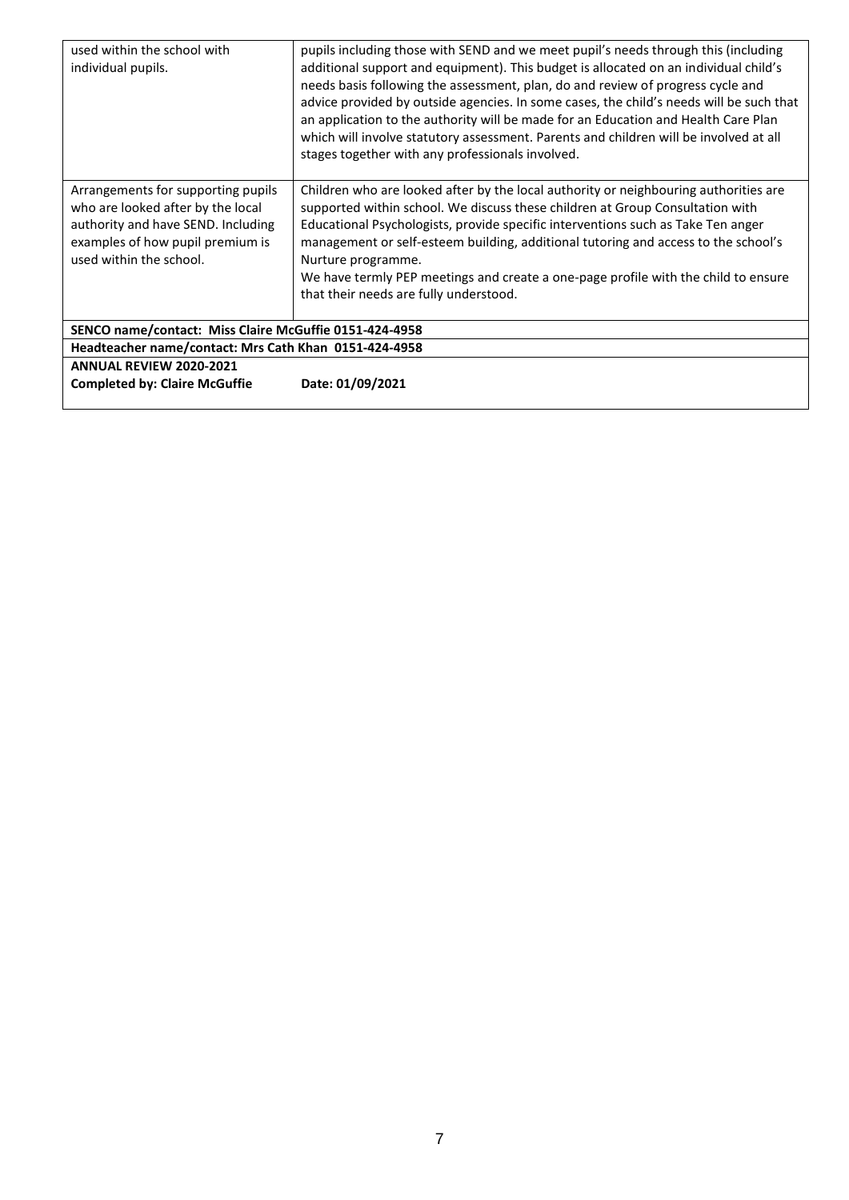| | |
|---|---|
| used within the school with individual pupils. | pupils including those with SEND and we meet pupil's needs through this (including additional support and equipment). This budget is allocated on an individual child's needs basis following the assessment, plan, do and review of progress cycle and advice provided by outside agencies. In some cases, the child's needs will be such that an application to the authority will be made for an Education and Health Care Plan which will involve statutory assessment. Parents and children will be involved at all stages together with any professionals involved. |
| Arrangements for supporting pupils who are looked after by the local authority and have SEND. Including examples of how pupil premium is used within the school. | Children who are looked after by the local authority or neighbouring authorities are supported within school. We discuss these children at Group Consultation with Educational Psychologists, provide specific interventions such as Take Ten anger management or self-esteem building, additional tutoring and access to the school's Nurture programme.<br>We have termly PEP meetings and create a one-page profile with the child to ensure that their needs are fully understood. |
| **SENCO name/contact: Miss Claire McGuffie 0151-424-4958** | |
| **Headteacher name/contact: Mrs Cath Khan 0151-424-4958** | |
| **ANNUAL REVIEW 2020-2021**<br>**Completed by: Claire McGuffie** | **Date: 01/09/2021** |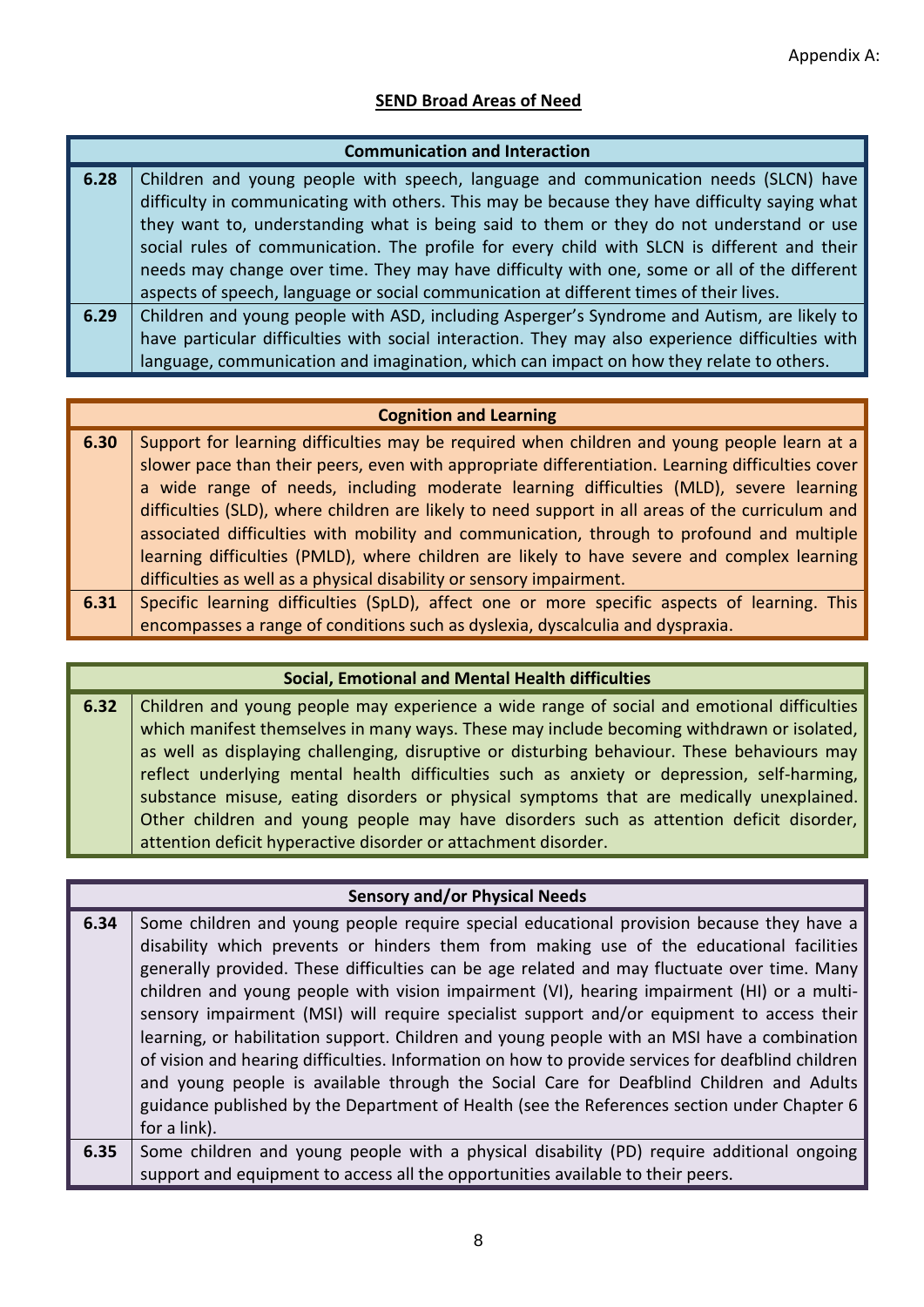Appendix A:

## SEND Broad Areas of Need

| | Communication and Interaction |
|---|---|
| **6.28** | Children and young people with speech, language and communication needs (SLCN) have difficulty in communicating with others. This may be because they have difficulty saying what they want to, understanding what is being said to them or they do not understand or use social rules of communication. The profile for every child with SLCN is different and their needs may change over time. They may have difficulty with one, some or all of the different aspects of speech, language or social communication at different times of their lives. |
| **6.29** | Children and young people with ASD, including Asperger's Syndrome and Autism, are likely to have particular difficulties with social interaction. They may also experience difficulties with language, communication and imagination, which can impact on how they relate to others. |

| | Cognition and Learning |
|---|---|
| **6.30** | Support for learning difficulties may be required when children and young people learn at a slower pace than their peers, even with appropriate differentiation. Learning difficulties cover a wide range of needs, including moderate learning difficulties (MLD), severe learning difficulties (SLD), where children are likely to need support in all areas of the curriculum and associated difficulties with mobility and communication, through to profound and multiple learning difficulties (PMLD), where children are likely to have severe and complex learning difficulties as well as a physical disability or sensory impairment. |
| **6.31** | Specific learning difficulties (SpLD), affect one or more specific aspects of learning. This encompasses a range of conditions such as dyslexia, dyscalculia and dyspraxia. |

| | Social, Emotional and Mental Health difficulties |
|---|---|
| **6.32** | Children and young people may experience a wide range of social and emotional difficulties which manifest themselves in many ways. These may include becoming withdrawn or isolated, as well as displaying challenging, disruptive or disturbing behaviour. These behaviours may reflect underlying mental health difficulties such as anxiety or depression, self-harming, substance misuse, eating disorders or physical symptoms that are medically unexplained. Other children and young people may have disorders such as attention deficit disorder, attention deficit hyperactive disorder or attachment disorder. |

| | Sensory and/or Physical Needs |
|---|---|
| **6.34** | Some children and young people require special educational provision because they have a disability which prevents or hinders them from making use of the educational facilities generally provided. These difficulties can be age related and may fluctuate over time. Many children and young people with vision impairment (VI), hearing impairment (HI) or a multi-sensory impairment (MSI) will require specialist support and/or equipment to access their learning, or habilitation support. Children and young people with an MSI have a combination of vision and hearing difficulties. Information on how to provide services for deafblind children and young people is available through the Social Care for Deafblind Children and Adults guidance published by the Department of Health (see the References section under Chapter 6 for a link). |
| **6.35** | Some children and young people with a physical disability (PD) require additional ongoing support and equipment to access all the opportunities available to their peers. |